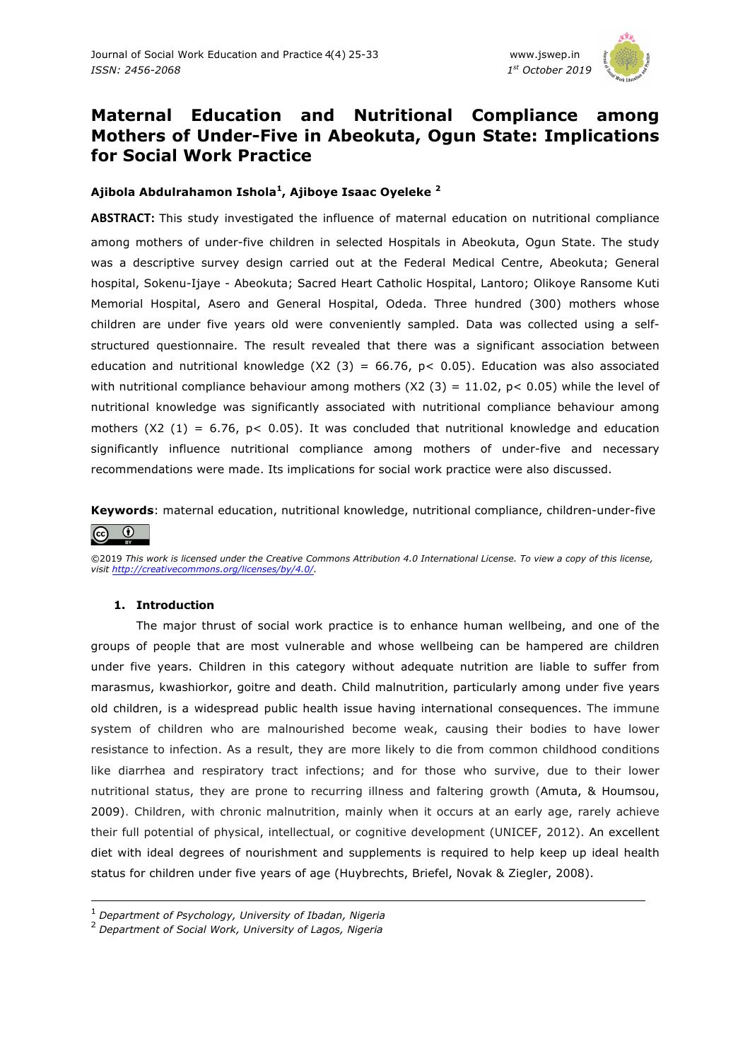# Maternal Education and Nutritional Compliance among Mothers of Under-Five in Abeokuta, Ogun State: Implications for Social Work Practice

**Ajibola Abdulrahamon Ishola[1], Ajiboye Isaac Oyeleke [2]**

**ABSTRACT:** This study investigated the influence of maternal education on nutritional compliance among mothers of under-five children in selected Hospitals in Abeokuta, Ogun State. The study was a descriptive survey design carried out at the Federal Medical Centre, Abeokuta; General hospital, Sokenu-Ijaye - Abeokuta; Sacred Heart Catholic Hospital, Lantoro; Olikoye Ransome Kuti Memorial Hospital, Asero and General Hospital, Odeda. Three hundred (300) mothers whose children are under five years old were conveniently sampled. Data was collected using a self-structured questionnaire. The result revealed that there was a significant association between education and nutritional knowledge (X2 (3) = 66.76, $p < 0.05$). Education was also associated with nutritional compliance behaviour among mothers (X2 (3) = 11.02, $p < 0.05$) while the level of nutritional knowledge was significantly associated with nutritional compliance behaviour among mothers (X2 (1) = 6.76, $p < 0.05$). It was concluded that nutritional knowledge and education significantly influence nutritional compliance among mothers of under-five and necessary recommendations were made. Its implications for social work practice were also discussed.

**Keywords**: maternal education, nutritional knowledge, nutritional compliance, children-under-five

©2019 *This work is licensed under the Creative Commons Attribution 4.0 International License. To view a copy of this license, visit http://creativecommons.org/licenses/by/4.0/.*

## 1. Introduction

The major thrust of social work practice is to enhance human wellbeing, and one of the groups of people that are most vulnerable and whose wellbeing can be hampered are children under five years. Children in this category without adequate nutrition are liable to suffer from marasmus, kwashiorkor, goitre and death. Child malnutrition, particularly among under five years old children, is a widespread public health issue having international consequences. The immune system of children who are malnourished become weak, causing their bodies to have lower resistance to infection. As a result, they are more likely to die from common childhood conditions like diarrhea and respiratory tract infections; and for those who survive, due to their lower nutritional status, they are prone to recurring illness and faltering growth (Amuta, & Houmsou, 2009). Children, with chronic malnutrition, mainly when it occurs at an early age, rarely achieve their full potential of physical, intellectual, or cognitive development (UNICEF, 2012). An excellent diet with ideal degrees of nourishment and supplements is required to help keep up ideal health status for children under five years of age (Huybrechts, Briefel, Novak & Ziegler, 2008).

[1] *Department of Psychology, University of Ibadan, Nigeria*
[2] *Department of Social Work, University of Lagos, Nigeria*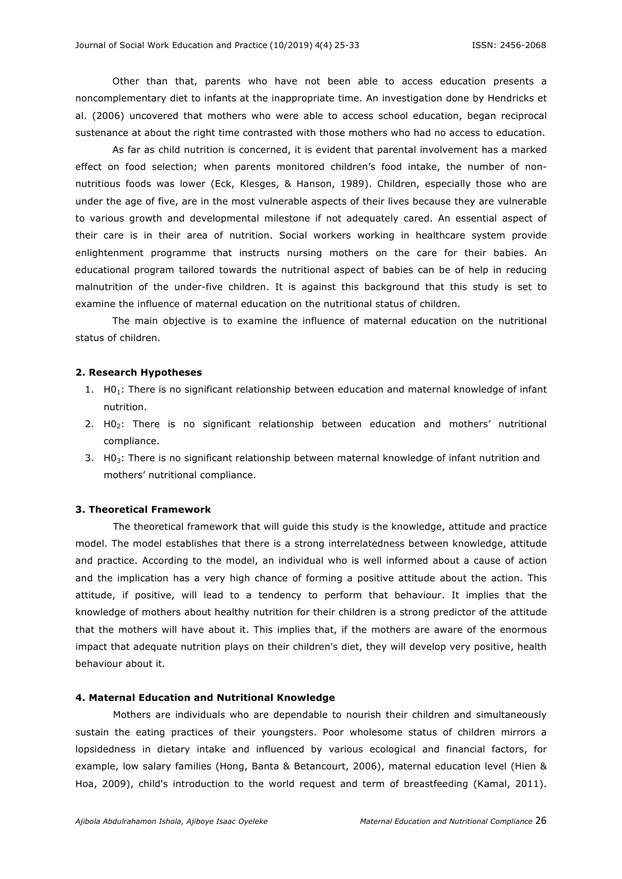Other than that, parents who have not been able to access education presents a noncomplementary diet to infants at the inappropriate time. An investigation done by Hendricks et al. (2006) uncovered that mothers who were able to access school education, began reciprocal sustenance at about the right time contrasted with those mothers who had no access to education.

As far as child nutrition is concerned, it is evident that parental involvement has a marked effect on food selection; when parents monitored children's food intake, the number of non-nutritious foods was lower (Eck, Klesges, & Hanson, 1989). Children, especially those who are under the age of five, are in the most vulnerable aspects of their lives because they are vulnerable to various growth and developmental milestone if not adequately cared. An essential aspect of their care is in their area of nutrition. Social workers working in healthcare system provide enlightenment programme that instructs nursing mothers on the care for their babies. An educational program tailored towards the nutritional aspect of babies can be of help in reducing malnutrition of the under-five children. It is against this background that this study is set to examine the influence of maternal education on the nutritional status of children.

The main objective is to examine the influence of maternal education on the nutritional status of children.

## 2. Research Hypotheses

1. $H0_1$: There is no significant relationship between education and maternal knowledge of infant nutrition.
2. $H0_2$: There is no significant relationship between education and mothers' nutritional compliance.
3. $H0_3$: There is no significant relationship between maternal knowledge of infant nutrition and mothers' nutritional compliance.

## 3. Theoretical Framework

The theoretical framework that will guide this study is the knowledge, attitude and practice model. The model establishes that there is a strong interrelatedness between knowledge, attitude and practice. According to the model, an individual who is well informed about a cause of action and the implication has a very high chance of forming a positive attitude about the action. This attitude, if positive, will lead to a tendency to perform that behaviour. It implies that the knowledge of mothers about healthy nutrition for their children is a strong predictor of the attitude that the mothers will have about it. This implies that, if the mothers are aware of the enormous impact that adequate nutrition plays on their children's diet, they will develop very positive, health behaviour about it.

## 4. Maternal Education and Nutritional Knowledge

Mothers are individuals who are dependable to nourish their children and simultaneously sustain the eating practices of their youngsters. Poor wholesome status of children mirrors a lopsidedness in dietary intake and influenced by various ecological and financial factors, for example, low salary families (Hong, Banta & Betancourt, 2006), maternal education level (Hien & Hoa, 2009), child's introduction to the world request and term of breastfeeding (Kamal, 2011).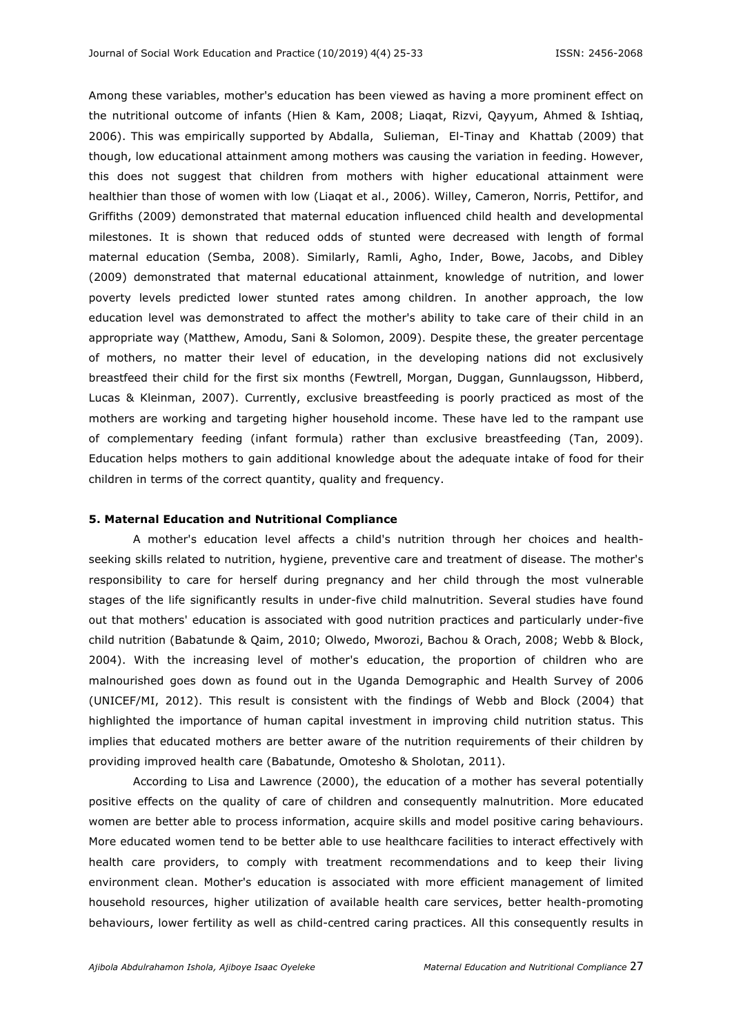Among these variables, mother's education has been viewed as having a more prominent effect on the nutritional outcome of infants (Hien & Kam, 2008; Liaqat, Rizvi, Qayyum, Ahmed & Ishtiaq, 2006). This was empirically supported by Abdalla, Sulieman, El-Tinay and Khattab (2009) that though, low educational attainment among mothers was causing the variation in feeding. However, this does not suggest that children from mothers with higher educational attainment were healthier than those of women with low (Liaqat et al., 2006). Willey, Cameron, Norris, Pettifor, and Griffiths (2009) demonstrated that maternal education influenced child health and developmental milestones. It is shown that reduced odds of stunted were decreased with length of formal maternal education (Semba, 2008). Similarly, Ramli, Agho, Inder, Bowe, Jacobs, and Dibley (2009) demonstrated that maternal educational attainment, knowledge of nutrition, and lower poverty levels predicted lower stunted rates among children. In another approach, the low education level was demonstrated to affect the mother's ability to take care of their child in an appropriate way (Matthew, Amodu, Sani & Solomon, 2009). Despite these, the greater percentage of mothers, no matter their level of education, in the developing nations did not exclusively breastfeed their child for the first six months (Fewtrell, Morgan, Duggan, Gunnlaugsson, Hibberd, Lucas & Kleinman, 2007). Currently, exclusive breastfeeding is poorly practiced as most of the mothers are working and targeting higher household income. These have led to the rampant use of complementary feeding (infant formula) rather than exclusive breastfeeding (Tan, 2009). Education helps mothers to gain additional knowledge about the adequate intake of food for their children in terms of the correct quantity, quality and frequency.

## 5. Maternal Education and Nutritional Compliance

A mother's education level affects a child's nutrition through her choices and health-seeking skills related to nutrition, hygiene, preventive care and treatment of disease. The mother's responsibility to care for herself during pregnancy and her child through the most vulnerable stages of the life significantly results in under-five child malnutrition. Several studies have found out that mothers' education is associated with good nutrition practices and particularly under-five child nutrition (Babatunde & Qaim, 2010; Olwedo, Mworozi, Bachou & Orach, 2008; Webb & Block, 2004). With the increasing level of mother's education, the proportion of children who are malnourished goes down as found out in the Uganda Demographic and Health Survey of 2006 (UNICEF/MI, 2012). This result is consistent with the findings of Webb and Block (2004) that highlighted the importance of human capital investment in improving child nutrition status. This implies that educated mothers are better aware of the nutrition requirements of their children by providing improved health care (Babatunde, Omotesho & Sholotan, 2011).

According to Lisa and Lawrence (2000), the education of a mother has several potentially positive effects on the quality of care of children and consequently malnutrition. More educated women are better able to process information, acquire skills and model positive caring behaviours. More educated women tend to be better able to use healthcare facilities to interact effectively with health care providers, to comply with treatment recommendations and to keep their living environment clean. Mother's education is associated with more efficient management of limited household resources, higher utilization of available health care services, better health-promoting behaviours, lower fertility as well as child-centred caring practices. All this consequently results in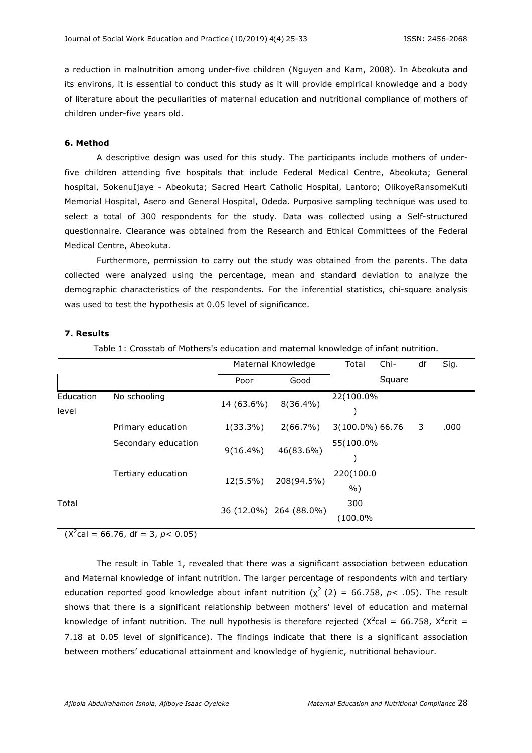a reduction in malnutrition among under-five children (Nguyen and Kam, 2008). In Abeokuta and its environs, it is essential to conduct this study as it will provide empirical knowledge and a body of literature about the peculiarities of maternal education and nutritional compliance of mothers of children under-five years old.

### 6. Method

A descriptive design was used for this study. The participants include mothers of under-five children attending five hospitals that include Federal Medical Centre, Abeokuta; General hospital, SokenuIjaye - Abeokuta; Sacred Heart Catholic Hospital, Lantoro; OlikoyeRansomeKuti Memorial Hospital, Asero and General Hospital, Odeda. Purposive sampling technique was used to select a total of 300 respondents for the study. Data was collected using a Self-structured questionnaire. Clearance was obtained from the Research and Ethical Committees of the Federal Medical Centre, Abeokuta.

Furthermore, permission to carry out the study was obtained from the parents. The data collected were analyzed using the percentage, mean and standard deviation to analyze the demographic characteristics of the respondents. For the inferential statistics, chi-square analysis was used to test the hypothesis at 0.05 level of significance.

### 7. Results

Table 1: Crosstab of Mothers's education and maternal knowledge of infant nutrition.

| | | Maternal Knowledge | | Total | Chi-Square | df | Sig. |
|---|---|---|---|---|---|---|---|
| | | Poor | Good | | | | |
| Education level | No schooling | 14 (63.6%) | 8(36.4%) | 22(100.0%) | | | |
| | Primary education | 1(33.3%) | 2(66.7%) | 3(100.0%) | 66.76 | 3 | .000 |
| | Secondary education | 9(16.4%) | 46(83.6%) | 55(100.0%) | | | |
| | Tertiary education | 12(5.5%) | 208(94.5%) | 220(100.0%) | | | |
| Total | | 36 (12.0%) | 264 (88.0%) | 300 (100.0% | | | |

($X^2$cal = 66.76, df = 3, $p < 0.05$)

The result in Table 1, revealed that there was a significant association between education and Maternal knowledge of infant nutrition. The larger percentage of respondents with and tertiary education reported good knowledge about infant nutrition ($\chi^2$ (2) = 66.758, $p < .05$). The result shows that there is a significant relationship between mothers' level of education and maternal knowledge of infant nutrition. The null hypothesis is therefore rejected ($X^2$cal = 66.758, $X^2$crit = 7.18 at 0.05 level of significance). The findings indicate that there is a significant association between mothers' educational attainment and knowledge of hygienic, nutritional behaviour.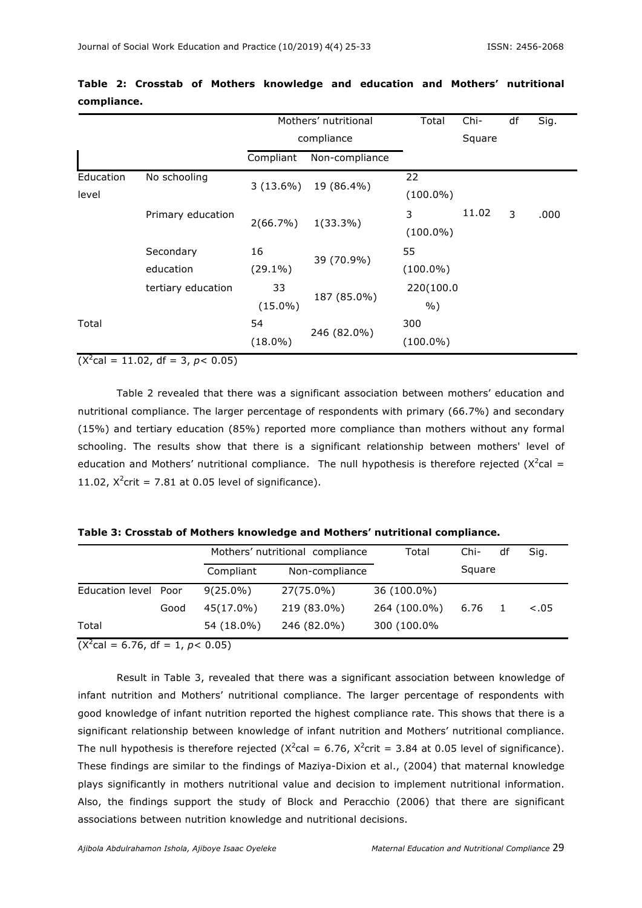**Table 2: Crosstab of Mothers knowledge and education and Mothers' nutritional compliance.**

| | | Mothers' nutritional compliance | | Total | Chi-Square | df | Sig. |
|---|---|---|---|---|---|---|---|
| | | Compliant | Non-compliance | | | | |
| Education level | No schooling | 3 (13.6%) | 19 (86.4%) | 22 (100.0%) | | | |
| | Primary education | 2(66.7%) | 1(33.3%) | 3 (100.0%) | 11.02 | 3 | .000 |
| | Secondary education | 16 (29.1%) | 39 (70.9%) | 55 (100.0%) | | | |
| | tertiary education | 33 (15.0%) | 187 (85.0%) | 220(100.0 %) | | | |
| Total | | 54 (18.0%) | 246 (82.0%) | 300 (100.0%) | | | |

($X^2$cal = 11.02, df = 3, $p < 0.05$)

Table 2 revealed that there was a significant association between mothers' education and nutritional compliance. The larger percentage of respondents with primary (66.7%) and secondary (15%) and tertiary education (85%) reported more compliance than mothers without any formal schooling. The results show that there is a significant relationship between mothers' level of education and Mothers' nutritional compliance. The null hypothesis is therefore rejected ($X^2$cal = 11.02, $X^2$crit = 7.81 at 0.05 level of significance).

**Table 3: Crosstab of Mothers knowledge and Mothers' nutritional compliance.**

| | | Mothers' nutritional compliance | | Total | Chi-Square | df | Sig. |
|---|---|---|---|---|---|---|---|
| | | Compliant | Non-compliance | | | | |
| Education level | Poor | 9(25.0%) | 27(75.0%) | 36 (100.0%) | | | |
| | Good | 45(17.0%) | 219 (83.0%) | 264 (100.0%) | 6.76 | 1 | <.05 |
| Total | | 54 (18.0%) | 246 (82.0%) | 300 (100.0% | | | |

($X^2$cal = 6.76, df = 1, $p < 0.05$)

Result in Table 3, revealed that there was a significant association between knowledge of infant nutrition and Mothers' nutritional compliance. The larger percentage of respondents with good knowledge of infant nutrition reported the highest compliance rate. This shows that there is a significant relationship between knowledge of infant nutrition and Mothers' nutritional compliance. The null hypothesis is therefore rejected ($X^2$cal = 6.76, $X^2$crit = 3.84 at 0.05 level of significance). These findings are similar to the findings of Maziya-Dixion et al., (2004) that maternal knowledge plays significantly in mothers nutritional value and decision to implement nutritional information. Also, the findings support the study of Block and Peracchio (2006) that there are significant associations between nutrition knowledge and nutritional decisions.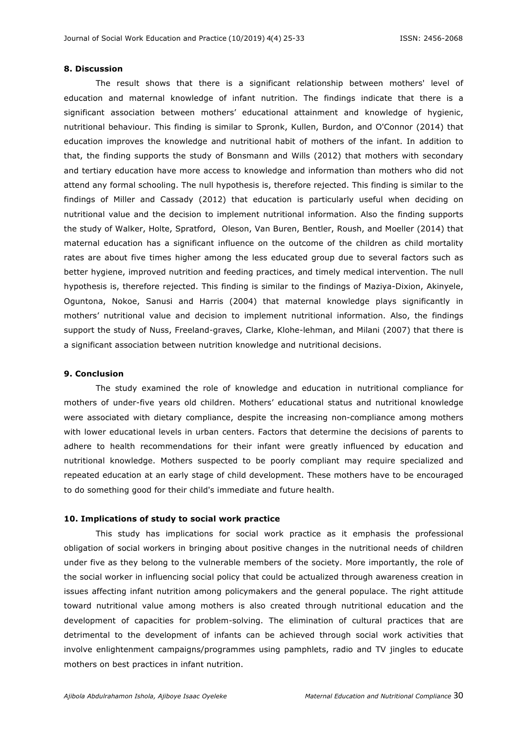## 8. Discussion

The result shows that there is a significant relationship between mothers' level of education and maternal knowledge of infant nutrition. The findings indicate that there is a significant association between mothers' educational attainment and knowledge of hygienic, nutritional behaviour. This finding is similar to Spronk, Kullen, Burdon, and O'Connor (2014) that education improves the knowledge and nutritional habit of mothers of the infant. In addition to that, the finding supports the study of Bonsmann and Wills (2012) that mothers with secondary and tertiary education have more access to knowledge and information than mothers who did not attend any formal schooling. The null hypothesis is, therefore rejected. This finding is similar to the findings of Miller and Cassady (2012) that education is particularly useful when deciding on nutritional value and the decision to implement nutritional information. Also the finding supports the study of Walker, Holte, Spratford, Oleson, Van Buren, Bentler, Roush, and Moeller (2014) that maternal education has a significant influence on the outcome of the children as child mortality rates are about five times higher among the less educated group due to several factors such as better hygiene, improved nutrition and feeding practices, and timely medical intervention. The null hypothesis is, therefore rejected. This finding is similar to the findings of Maziya-Dixion, Akinyele, Oguntona, Nokoe, Sanusi and Harris (2004) that maternal knowledge plays significantly in mothers' nutritional value and decision to implement nutritional information. Also, the findings support the study of Nuss, Freeland-graves, Clarke, Klohe-lehman, and Milani (2007) that there is a significant association between nutrition knowledge and nutritional decisions.

## 9. Conclusion

The study examined the role of knowledge and education in nutritional compliance for mothers of under-five years old children. Mothers' educational status and nutritional knowledge were associated with dietary compliance, despite the increasing non-compliance among mothers with lower educational levels in urban centers. Factors that determine the decisions of parents to adhere to health recommendations for their infant were greatly influenced by education and nutritional knowledge. Mothers suspected to be poorly compliant may require specialized and repeated education at an early stage of child development. These mothers have to be encouraged to do something good for their child's immediate and future health.

## 10. Implications of study to social work practice

This study has implications for social work practice as it emphasis the professional obligation of social workers in bringing about positive changes in the nutritional needs of children under five as they belong to the vulnerable members of the society. More importantly, the role of the social worker in influencing social policy that could be actualized through awareness creation in issues affecting infant nutrition among policymakers and the general populace. The right attitude toward nutritional value among mothers is also created through nutritional education and the development of capacities for problem-solving. The elimination of cultural practices that are detrimental to the development of infants can be achieved through social work activities that involve enlightenment campaigns/programmes using pamphlets, radio and TV jingles to educate mothers on best practices in infant nutrition.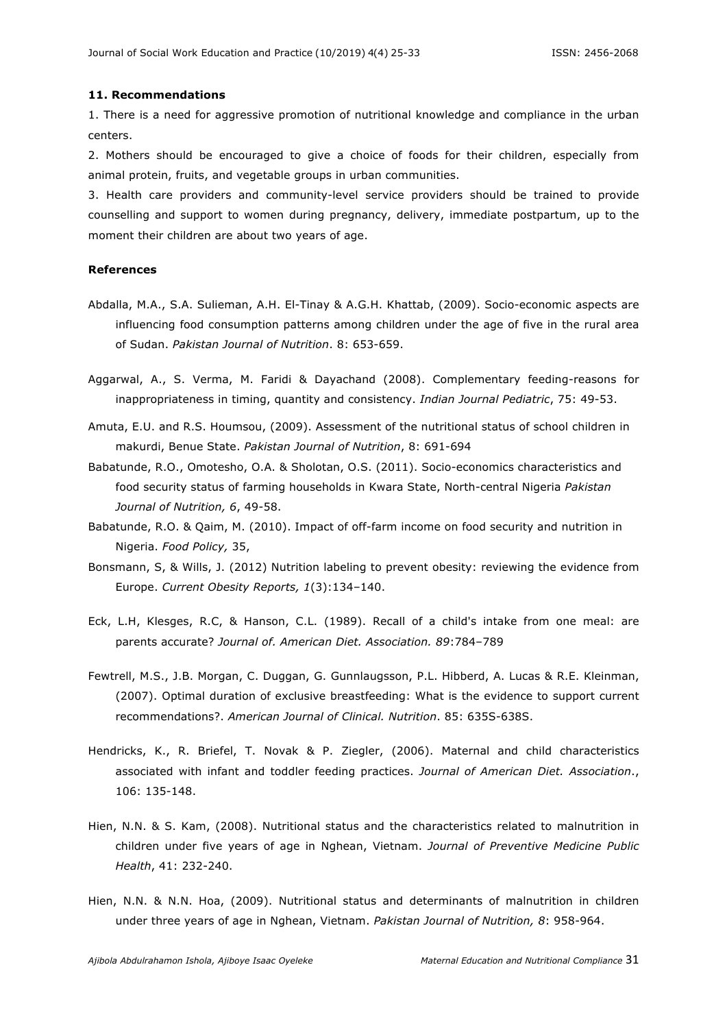## 11. Recommendations

1. There is a need for aggressive promotion of nutritional knowledge and compliance in the urban centers.
2. Mothers should be encouraged to give a choice of foods for their children, especially from animal protein, fruits, and vegetable groups in urban communities.
3. Health care providers and community-level service providers should be trained to provide counselling and support to women during pregnancy, delivery, immediate postpartum, up to the moment their children are about two years of age.

## References

Abdalla, M.A., S.A. Sulieman, A.H. El-Tinay & A.G.H. Khattab, (2009). Socio-economic aspects are influencing food consumption patterns among children under the age of five in the rural area of Sudan. *Pakistan Journal of Nutrition*. 8: 653-659.

Aggarwal, A., S. Verma, M. Faridi & Dayachand (2008). Complementary feeding-reasons for inappropriateness in timing, quantity and consistency. *Indian Journal Pediatric*, 75: 49-53.

Amuta, E.U. and R.S. Houmsou, (2009). Assessment of the nutritional status of school children in makurdi, Benue State. *Pakistan Journal of Nutrition*, 8: 691-694

Babatunde, R.O., Omotesho, O.A. & Sholotan, O.S. (2011). Socio-economics characteristics and food security status of farming households in Kwara State, North-central Nigeria *Pakistan Journal of Nutrition, 6*, 49-58.

Babatunde, R.O. & Qaim, M. (2010). Impact of off-farm income on food security and nutrition in Nigeria. *Food Policy,* 35,

Bonsmann, S, & Wills, J. (2012) Nutrition labeling to prevent obesity: reviewing the evidence from Europe. *Current Obesity Reports, 1*(3):134–140.

Eck, L.H, Klesges, R.C, & Hanson, C.L. (1989). Recall of a child's intake from one meal: are parents accurate? *Journal of. American Diet. Association. 89*:784–789

Fewtrell, M.S., J.B. Morgan, C. Duggan, G. Gunnlaugsson, P.L. Hibberd, A. Lucas & R.E. Kleinman, (2007). Optimal duration of exclusive breastfeeding: What is the evidence to support current recommendations?. *American Journal of Clinical. Nutrition*. 85: 635S-638S.

Hendricks, K., R. Briefel, T. Novak & P. Ziegler, (2006). Maternal and child characteristics associated with infant and toddler feeding practices. *Journal of American Diet. Association*., 106: 135-148.

Hien, N.N. & S. Kam, (2008). Nutritional status and the characteristics related to malnutrition in children under five years of age in Nghean, Vietnam. *Journal of Preventive Medicine Public Health*, 41: 232-240.

Hien, N.N. & N.N. Hoa, (2009). Nutritional status and determinants of malnutrition in children under three years of age in Nghean, Vietnam. *Pakistan Journal of Nutrition, 8*: 958-964.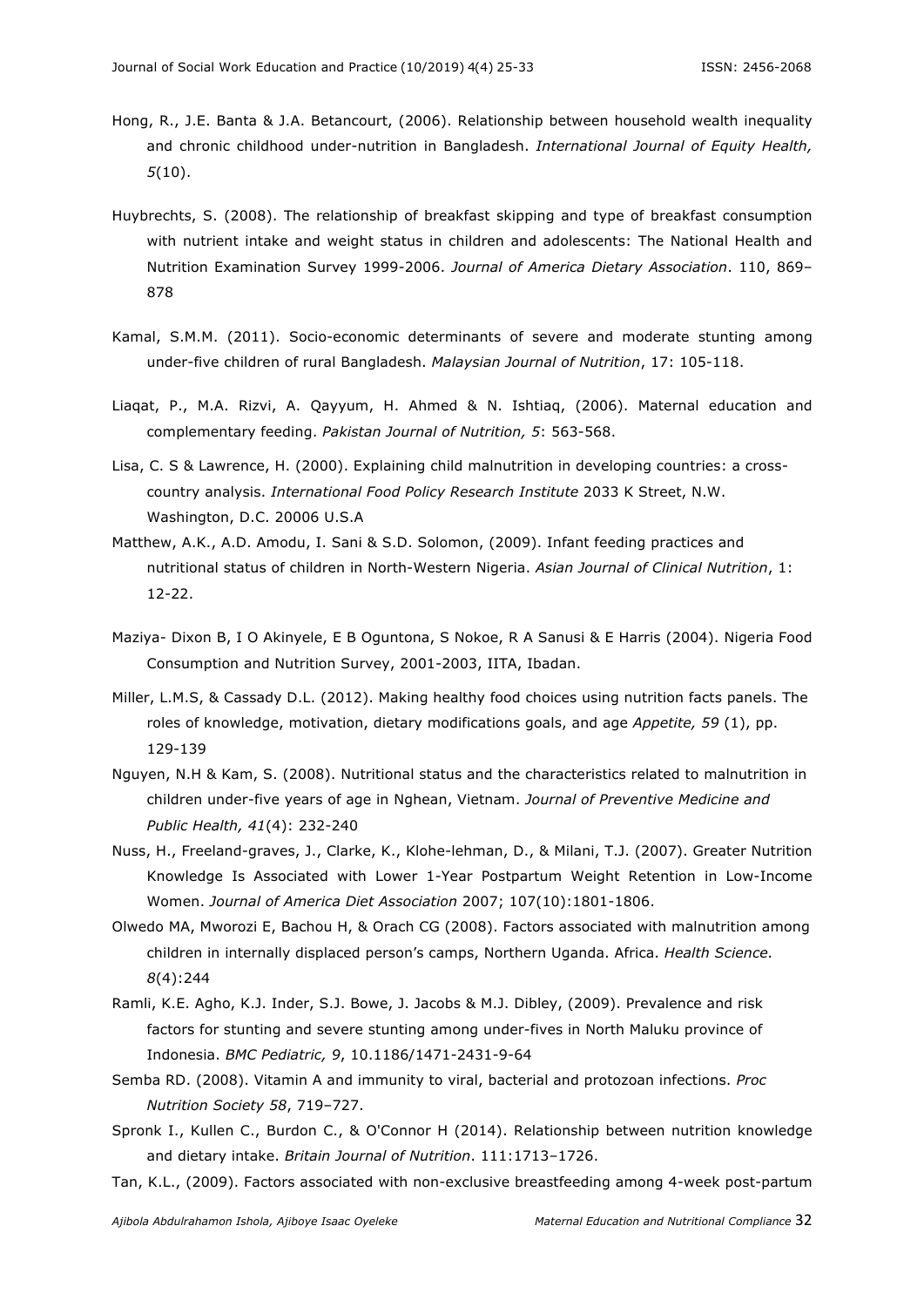Hong, R., J.E. Banta & J.A. Betancourt, (2006). Relationship between household wealth inequality and chronic childhood under-nutrition in Bangladesh. *International Journal of Equity Health, 5*(10).

Huybrechts, S. (2008). The relationship of breakfast skipping and type of breakfast consumption with nutrient intake and weight status in children and adolescents: The National Health and Nutrition Examination Survey 1999-2006. *Journal of America Dietary Association*. 110, 869–878

Kamal, S.M.M. (2011). Socio-economic determinants of severe and moderate stunting among under-five children of rural Bangladesh. *Malaysian Journal of Nutrition*, 17: 105-118.

Liaqat, P., M.A. Rizvi, A. Qayyum, H. Ahmed & N. Ishtiaq, (2006). Maternal education and complementary feeding. *Pakistan Journal of Nutrition, 5*: 563-568.

Lisa, C. S & Lawrence, H. (2000). Explaining child malnutrition in developing countries: a cross-country analysis. *International Food Policy Research Institute* 2033 K Street, N.W. Washington, D.C. 20006 U.S.A

Matthew, A.K., A.D. Amodu, I. Sani & S.D. Solomon, (2009). Infant feeding practices and nutritional status of children in North-Western Nigeria. *Asian Journal of Clinical Nutrition*, 1: 12-22.

Maziya- Dixon B, I O Akinyele, E B Oguntona, S Nokoe, R A Sanusi & E Harris (2004). Nigeria Food Consumption and Nutrition Survey, 2001-2003, IITA, Ibadan.

Miller, L.M.S, & Cassady D.L. (2012). Making healthy food choices using nutrition facts panels. The roles of knowledge, motivation, dietary modifications goals, and age *Appetite, 59* (1), pp. 129-139

Nguyen, N.H & Kam, S. (2008). Nutritional status and the characteristics related to malnutrition in children under-five years of age in Nghean, Vietnam. *Journal of Preventive Medicine and Public Health, 41*(4): 232-240

Nuss, H., Freeland-graves, J., Clarke, K., Klohe-lehman, D., & Milani, T.J. (2007). Greater Nutrition Knowledge Is Associated with Lower 1-Year Postpartum Weight Retention in Low-Income Women. *Journal of America Diet Association* 2007; 107(10):1801-1806.

Olwedo MA, Mworozi E, Bachou H, & Orach CG (2008). Factors associated with malnutrition among children in internally displaced person's camps, Northern Uganda. Africa. *Health Science. 8*(4):244

Ramli, K.E. Agho, K.J. Inder, S.J. Bowe, J. Jacobs & M.J. Dibley, (2009). Prevalence and risk factors for stunting and severe stunting among under-fives in North Maluku province of Indonesia. *BMC Pediatric, 9*, 10.1186/1471-2431-9-64

Semba RD. (2008). Vitamin A and immunity to viral, bacterial and protozoan infections. *Proc Nutrition Society 58*, 719–727.

Spronk I., Kullen C., Burdon C., & O'Connor H (2014). Relationship between nutrition knowledge and dietary intake. *Britain Journal of Nutrition*. 111:1713–1726.

Tan, K.L., (2009). Factors associated with non-exclusive breastfeeding among 4-week post-partum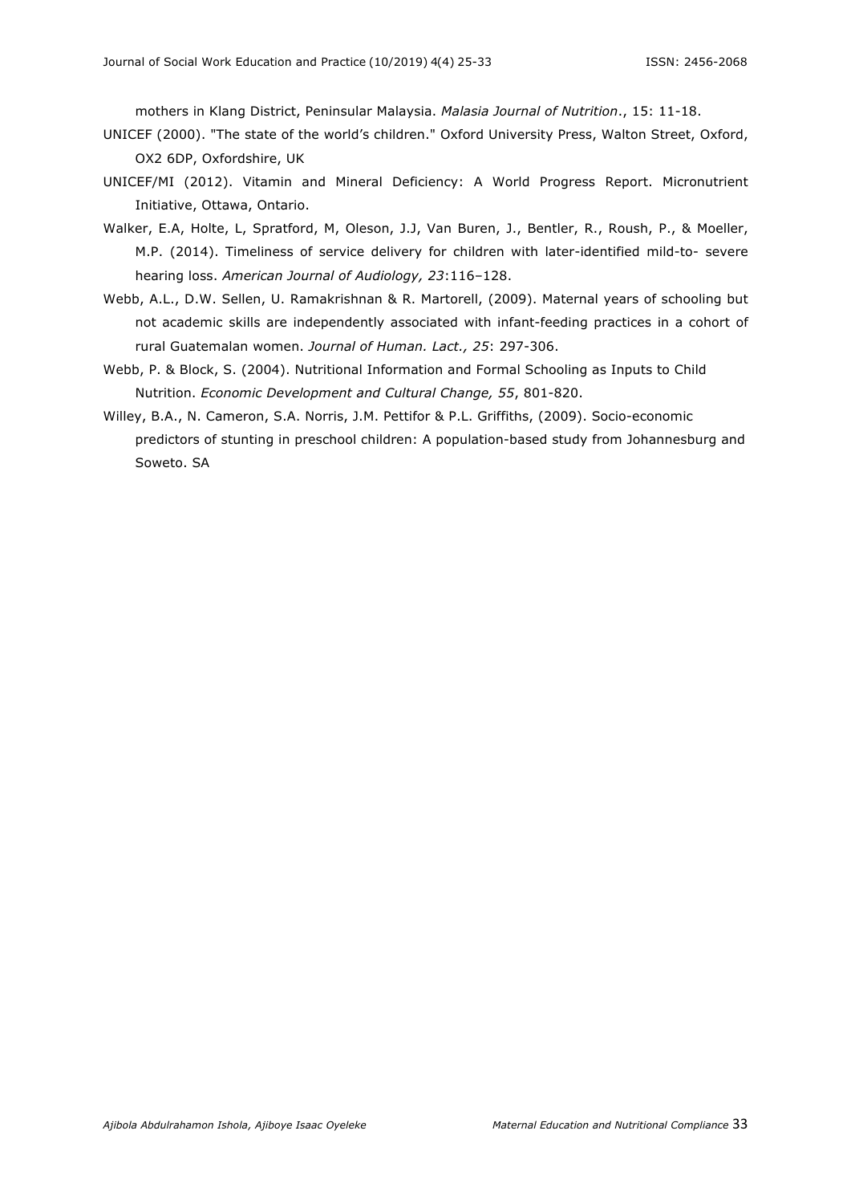mothers in Klang District, Peninsular Malaysia. *Malasia Journal of Nutrition*., 15: 11-18.

UNICEF (2000). "The state of the world's children." Oxford University Press, Walton Street, Oxford, OX2 6DP, Oxfordshire, UK

UNICEF/MI (2012). Vitamin and Mineral Deficiency: A World Progress Report. Micronutrient Initiative, Ottawa, Ontario.

Walker, E.A, Holte, L, Spratford, M, Oleson, J.J, Van Buren, J., Bentler, R., Roush, P., & Moeller, M.P. (2014). Timeliness of service delivery for children with later-identified mild-to- severe hearing loss. *American Journal of Audiology, 23*:116–128.

Webb, A.L., D.W. Sellen, U. Ramakrishnan & R. Martorell, (2009). Maternal years of schooling but not academic skills are independently associated with infant-feeding practices in a cohort of rural Guatemalan women. *Journal of Human. Lact., 25*: 297-306.

Webb, P. & Block, S. (2004). Nutritional Information and Formal Schooling as Inputs to Child Nutrition. *Economic Development and Cultural Change, 55*, 801-820.

Willey, B.A., N. Cameron, S.A. Norris, J.M. Pettifor & P.L. Griffiths, (2009). Socio-economic predictors of stunting in preschool children: A population-based study from Johannesburg and Soweto. SA